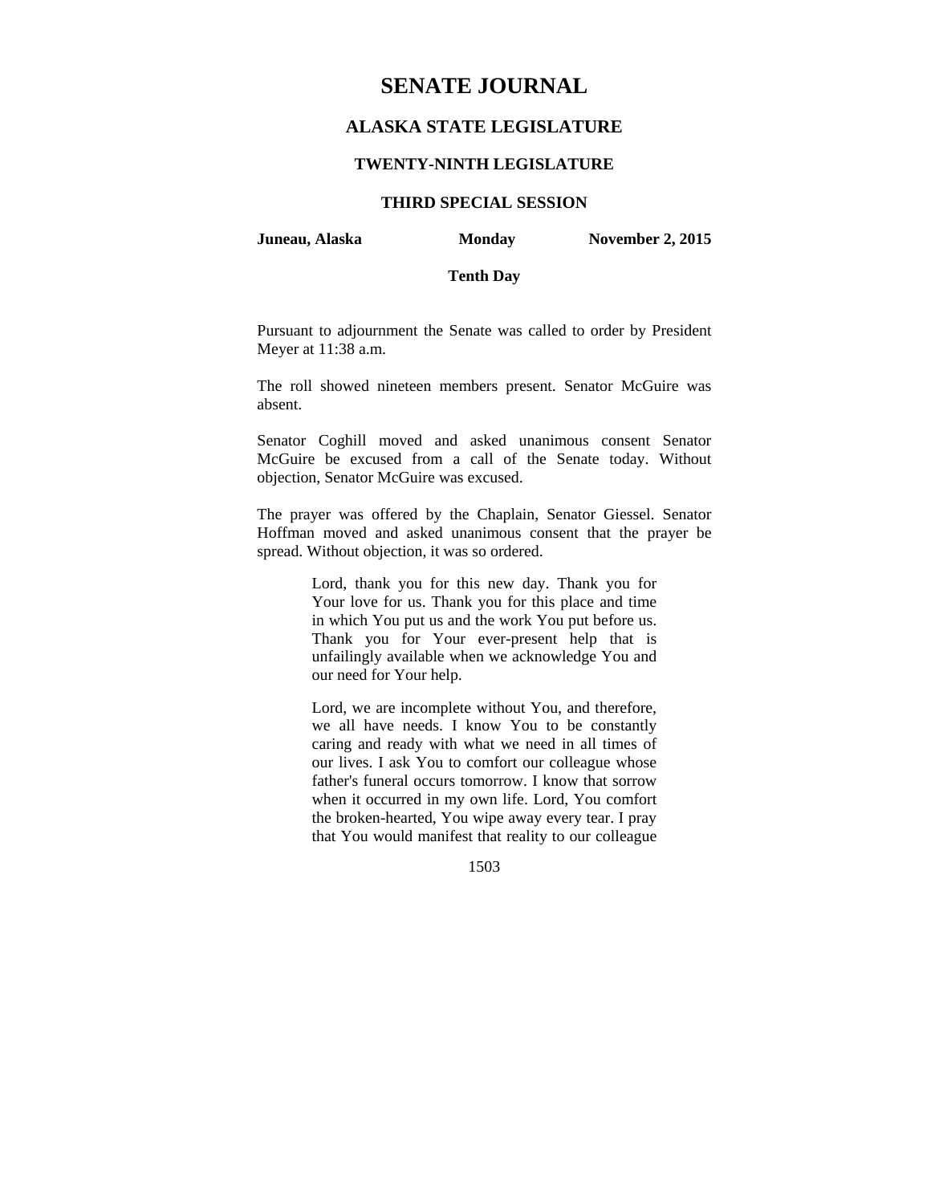# SENATE JOURNAL

## ALASKA STATE LEGISLATURE

### TWENTY-NINTH LEGISLATURE

### THIRD SPECIAL SESSION

**Juneau, Alaska** **Monday** **November 2, 2015**

**Tenth Day**

Pursuant to adjournment the Senate was called to order by President Meyer at 11:38 a.m.

The roll showed nineteen members present. Senator McGuire was absent.

Senator Coghill moved and asked unanimous consent Senator McGuire be excused from a call of the Senate today. Without objection, Senator McGuire was excused.

The prayer was offered by the Chaplain, Senator Giessel. Senator Hoffman moved and asked unanimous consent that the prayer be spread. Without objection, it was so ordered.

> Lord, thank you for this new day. Thank you for Your love for us. Thank you for this place and time in which You put us and the work You put before us. Thank you for Your ever-present help that is unfailingly available when we acknowledge You and our need for Your help.
>
> Lord, we are incomplete without You, and therefore, we all have needs. I know You to be constantly caring and ready with what we need in all times of our lives. I ask You to comfort our colleague whose father's funeral occurs tomorrow. I know that sorrow when it occurred in my own life. Lord, You comfort the broken-hearted, You wipe away every tear. I pray that You would manifest that reality to our colleague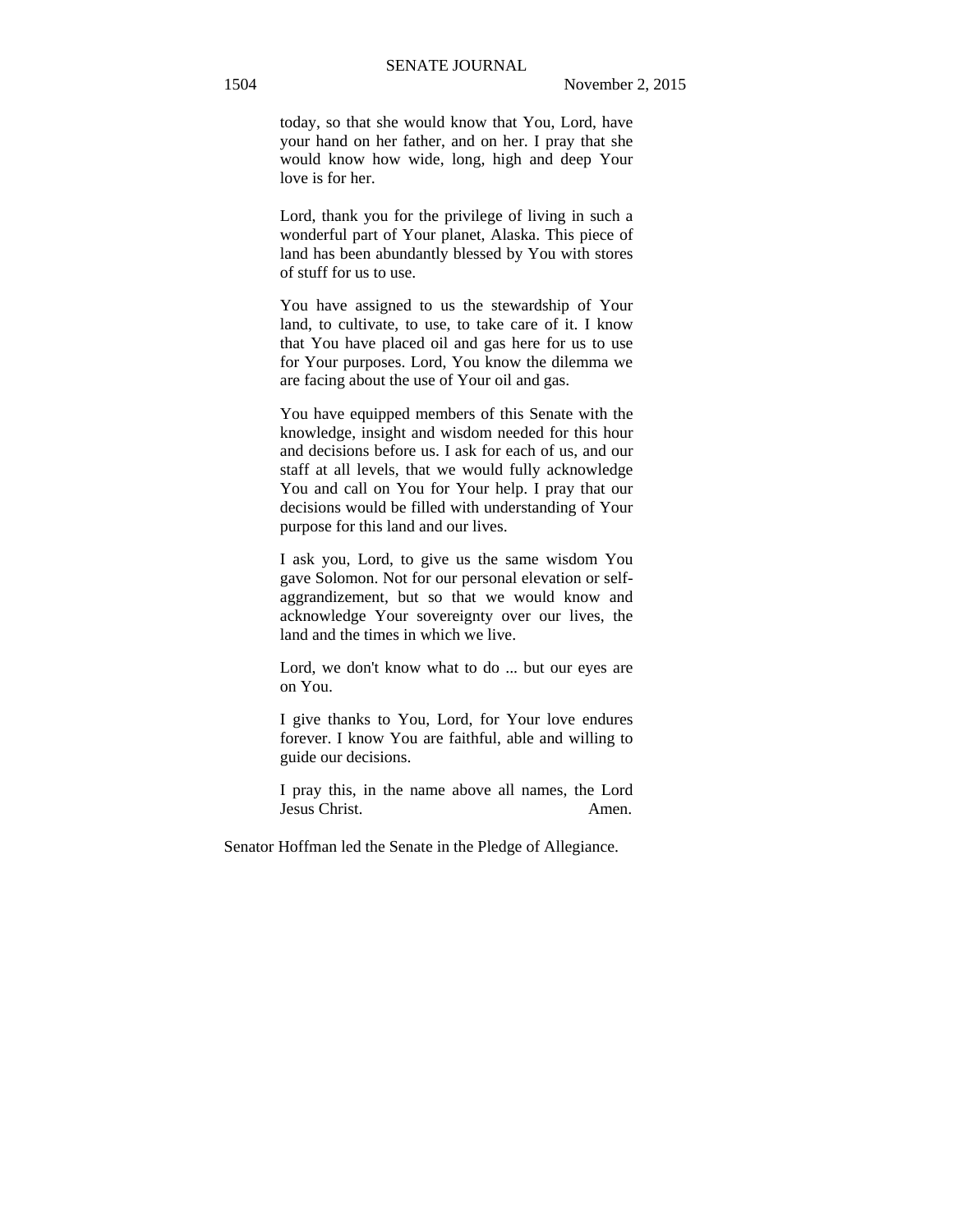today, so that she would know that You, Lord, have your hand on her father, and on her. I pray that she would know how wide, long, high and deep Your love is for her.

Lord, thank you for the privilege of living in such a wonderful part of Your planet, Alaska. This piece of land has been abundantly blessed by You with stores of stuff for us to use.

You have assigned to us the stewardship of Your land, to cultivate, to use, to take care of it. I know that You have placed oil and gas here for us to use for Your purposes. Lord, You know the dilemma we are facing about the use of Your oil and gas.

You have equipped members of this Senate with the knowledge, insight and wisdom needed for this hour and decisions before us. I ask for each of us, and our staff at all levels, that we would fully acknowledge You and call on You for Your help. I pray that our decisions would be filled with understanding of Your purpose for this land and our lives.

I ask you, Lord, to give us the same wisdom You gave Solomon. Not for our personal elevation or self-aggrandizement, but so that we would know and acknowledge Your sovereignty over our lives, the land and the times in which we live.

Lord, we don't know what to do ... but our eyes are on You.

I give thanks to You, Lord, for Your love endures forever. I know You are faithful, able and willing to guide our decisions.

I pray this, in the name above all names, the Lord Jesus Christ. Amen.

Senator Hoffman led the Senate in the Pledge of Allegiance.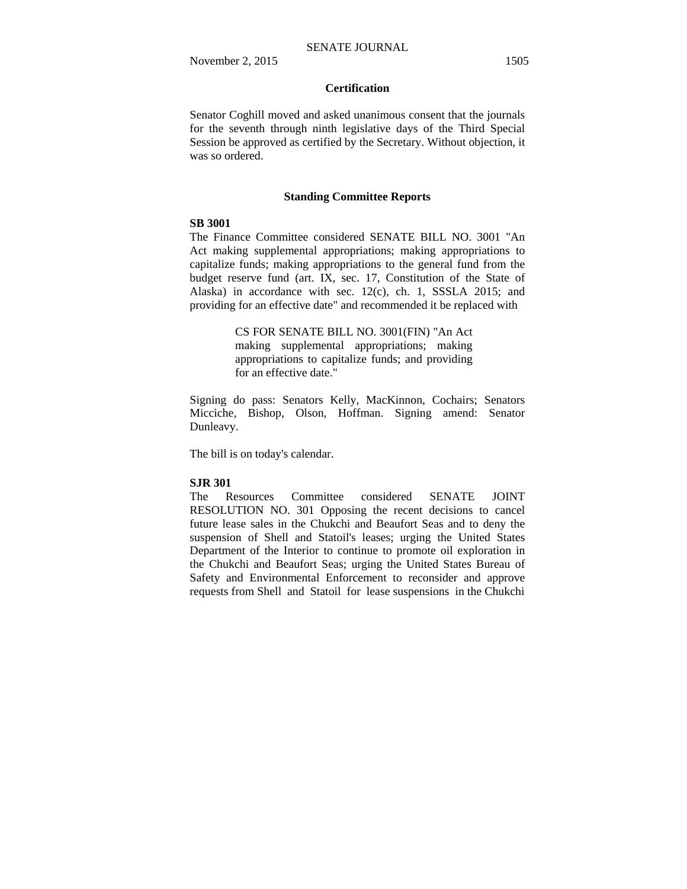**Certification**

Senator Coghill moved and asked unanimous consent that the journals for the seventh through ninth legislative days of the Third Special Session be approved as certified by the Secretary. Without objection, it was so ordered.

**Standing Committee Reports**

**SB 3001**

The Finance Committee considered SENATE BILL NO. 3001 "An Act making supplemental appropriations; making appropriations to capitalize funds; making appropriations to the general fund from the budget reserve fund (art. IX, sec. 17, Constitution of the State of Alaska) in accordance with sec. 12(c), ch. 1, SSSLA 2015; and providing for an effective date" and recommended it be replaced with

> CS FOR SENATE BILL NO. 3001(FIN) "An Act making supplemental appropriations; making appropriations to capitalize funds; and providing for an effective date."

Signing do pass: Senators Kelly, MacKinnon, Cochairs; Senators Micciche, Bishop, Olson, Hoffman. Signing amend: Senator Dunleavy.

The bill is on today's calendar.

**SJR 301**

The Resources Committee considered SENATE JOINT RESOLUTION NO. 301 Opposing the recent decisions to cancel future lease sales in the Chukchi and Beaufort Seas and to deny the suspension of Shell and Statoil's leases; urging the United States Department of the Interior to continue to promote oil exploration in the Chukchi and Beaufort Seas; urging the United States Bureau of Safety and Environmental Enforcement to reconsider and approve requests from Shell and Statoil for lease suspensions in the Chukchi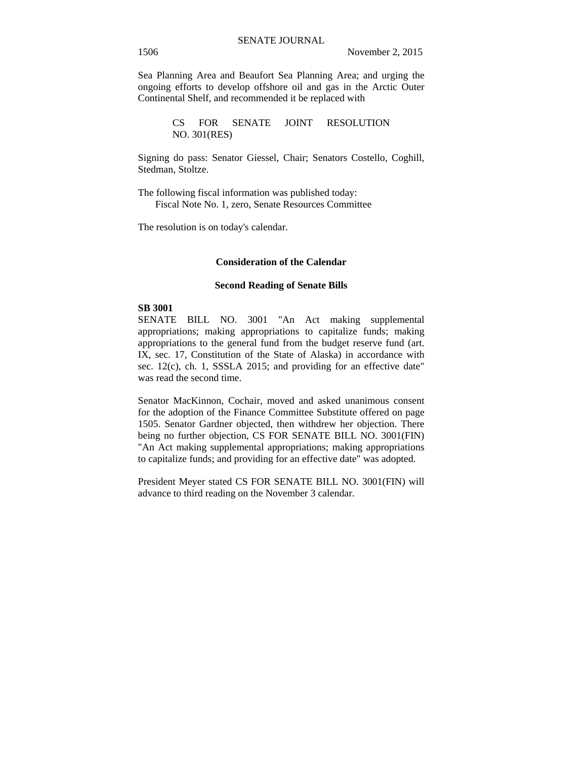Sea Planning Area and Beaufort Sea Planning Area; and urging the ongoing efforts to develop offshore oil and gas in the Arctic Outer Continental Shelf, and recommended it be replaced with

> CS FOR SENATE JOINT RESOLUTION NO. 301(RES)

Signing do pass: Senator Giessel, Chair; Senators Costello, Coghill, Stedman, Stoltze.

The following fiscal information was published today:
   Fiscal Note No. 1, zero, Senate Resources Committee

The resolution is on today's calendar.

## Consideration of the Calendar

### Second Reading of Senate Bills

**SB 3001**
SENATE BILL NO. 3001 "An Act making supplemental appropriations; making appropriations to capitalize funds; making appropriations to the general fund from the budget reserve fund (art. IX, sec. 17, Constitution of the State of Alaska) in accordance with sec. 12(c), ch. 1, SSSLA 2015; and providing for an effective date" was read the second time.

Senator MacKinnon, Cochair, moved and asked unanimous consent for the adoption of the Finance Committee Substitute offered on page 1505. Senator Gardner objected, then withdrew her objection. There being no further objection, CS FOR SENATE BILL NO. 3001(FIN) "An Act making supplemental appropriations; making appropriations to capitalize funds; and providing for an effective date" was adopted.

President Meyer stated CS FOR SENATE BILL NO. 3001(FIN) will advance to third reading on the November 3 calendar.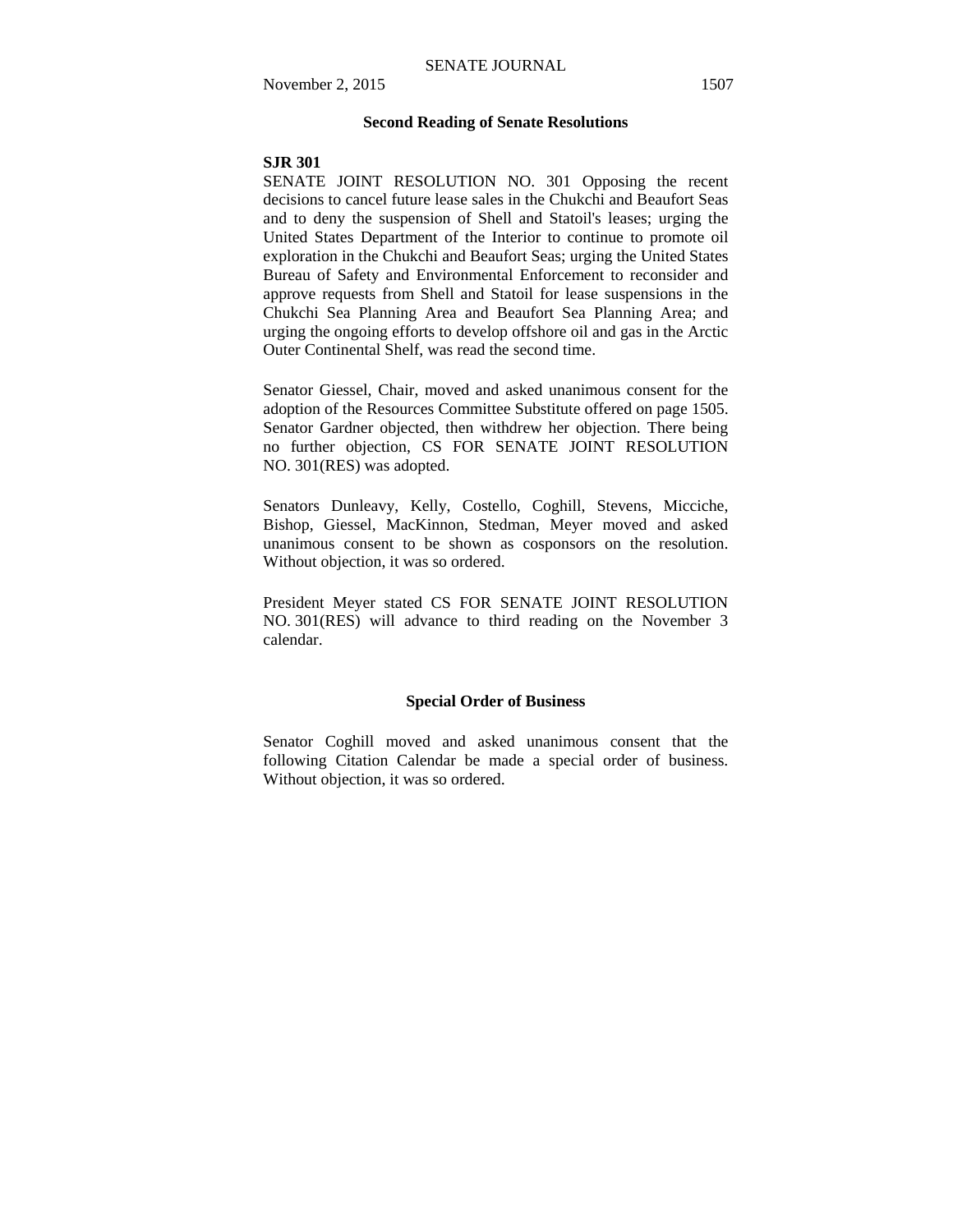## Second Reading of Senate Resolutions

**SJR 301**

SENATE JOINT RESOLUTION NO. 301 Opposing the recent decisions to cancel future lease sales in the Chukchi and Beaufort Seas and to deny the suspension of Shell and Statoil's leases; urging the United States Department of the Interior to continue to promote oil exploration in the Chukchi and Beaufort Seas; urging the United States Bureau of Safety and Environmental Enforcement to reconsider and approve requests from Shell and Statoil for lease suspensions in the Chukchi Sea Planning Area and Beaufort Sea Planning Area; and urging the ongoing efforts to develop offshore oil and gas in the Arctic Outer Continental Shelf, was read the second time.

Senator Giessel, Chair, moved and asked unanimous consent for the adoption of the Resources Committee Substitute offered on page 1505. Senator Gardner objected, then withdrew her objection. There being no further objection, CS FOR SENATE JOINT RESOLUTION NO. 301(RES) was adopted.

Senators Dunleavy, Kelly, Costello, Coghill, Stevens, Micciche, Bishop, Giessel, MacKinnon, Stedman, Meyer moved and asked unanimous consent to be shown as cosponsors on the resolution. Without objection, it was so ordered.

President Meyer stated CS FOR SENATE JOINT RESOLUTION NO. 301(RES) will advance to third reading on the November 3 calendar.

## Special Order of Business

Senator Coghill moved and asked unanimous consent that the following Citation Calendar be made a special order of business. Without objection, it was so ordered.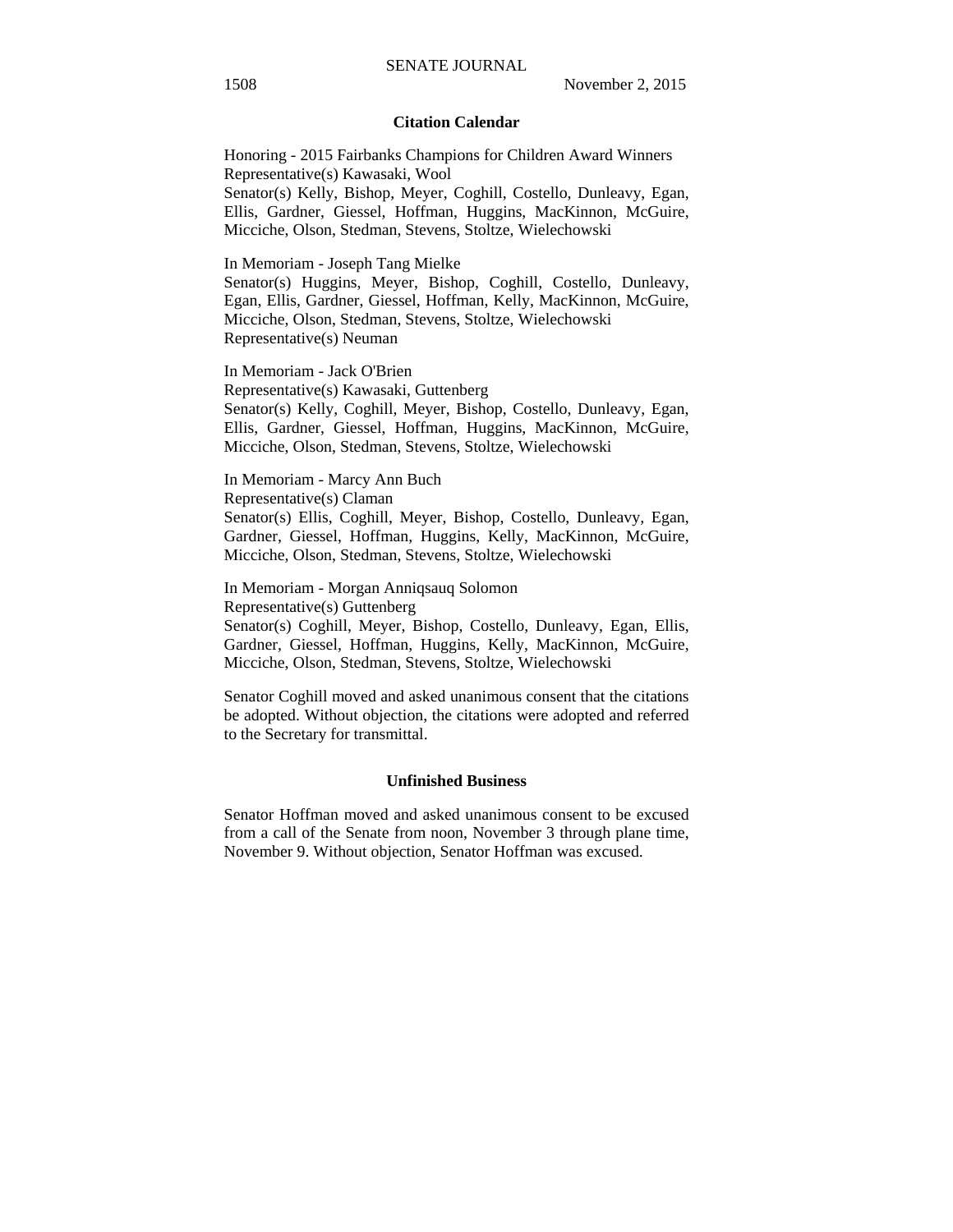## Citation Calendar

Honoring - 2015 Fairbanks Champions for Children Award Winners
Representative(s) Kawasaki, Wool
Senator(s) Kelly, Bishop, Meyer, Coghill, Costello, Dunleavy, Egan, Ellis, Gardner, Giessel, Hoffman, Huggins, MacKinnon, McGuire, Micciche, Olson, Stedman, Stevens, Stoltze, Wielechowski

In Memoriam - Joseph Tang Mielke
Senator(s) Huggins, Meyer, Bishop, Coghill, Costello, Dunleavy, Egan, Ellis, Gardner, Giessel, Hoffman, Kelly, MacKinnon, McGuire, Micciche, Olson, Stedman, Stevens, Stoltze, Wielechowski
Representative(s) Neuman

In Memoriam - Jack O'Brien
Representative(s) Kawasaki, Guttenberg
Senator(s) Kelly, Coghill, Meyer, Bishop, Costello, Dunleavy, Egan, Ellis, Gardner, Giessel, Hoffman, Huggins, MacKinnon, McGuire, Micciche, Olson, Stedman, Stevens, Stoltze, Wielechowski

In Memoriam - Marcy Ann Buch
Representative(s) Claman
Senator(s) Ellis, Coghill, Meyer, Bishop, Costello, Dunleavy, Egan, Gardner, Giessel, Hoffman, Huggins, Kelly, MacKinnon, McGuire, Micciche, Olson, Stedman, Stevens, Stoltze, Wielechowski

In Memoriam - Morgan Anniqsauq Solomon
Representative(s) Guttenberg
Senator(s) Coghill, Meyer, Bishop, Costello, Dunleavy, Egan, Ellis, Gardner, Giessel, Hoffman, Huggins, Kelly, MacKinnon, McGuire, Micciche, Olson, Stedman, Stevens, Stoltze, Wielechowski

Senator Coghill moved and asked unanimous consent that the citations be adopted. Without objection, the citations were adopted and referred to the Secretary for transmittal.

## Unfinished Business

Senator Hoffman moved and asked unanimous consent to be excused from a call of the Senate from noon, November 3 through plane time, November 9. Without objection, Senator Hoffman was excused.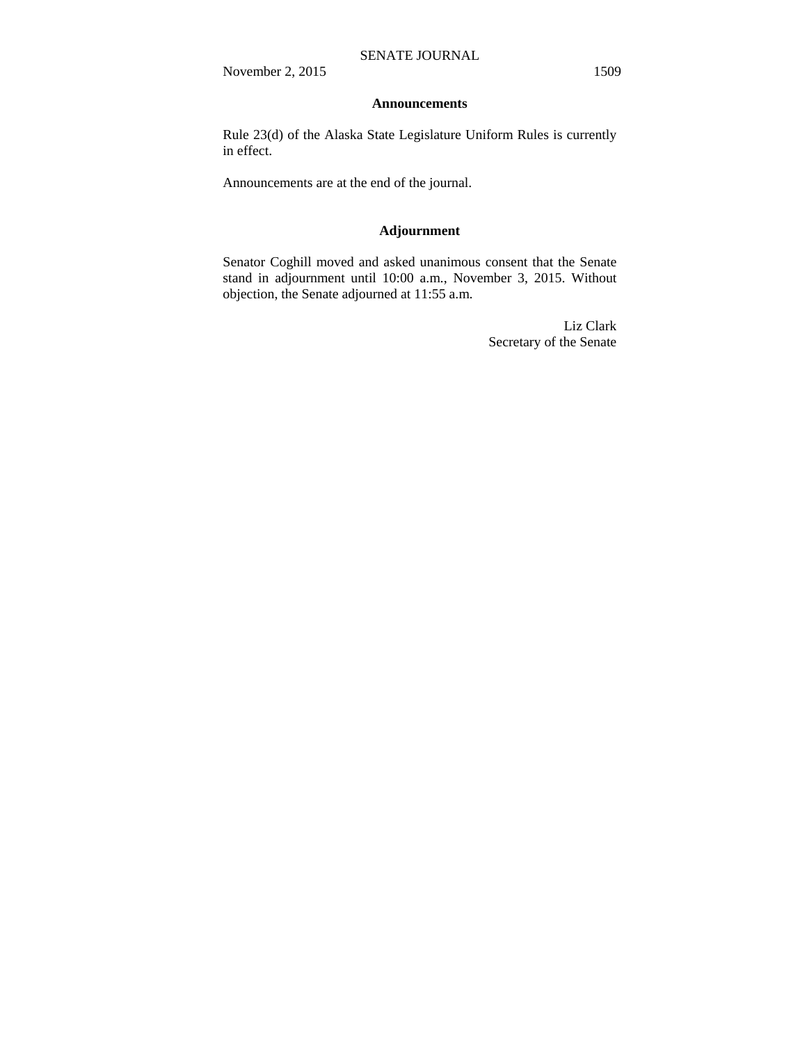## Announcements

Rule 23(d) of the Alaska State Legislature Uniform Rules is currently in effect.

Announcements are at the end of the journal.

## Adjournment

Senator Coghill moved and asked unanimous consent that the Senate stand in adjournment until 10:00 a.m., November 3, 2015. Without objection, the Senate adjourned at 11:55 a.m.

Liz Clark
Secretary of the Senate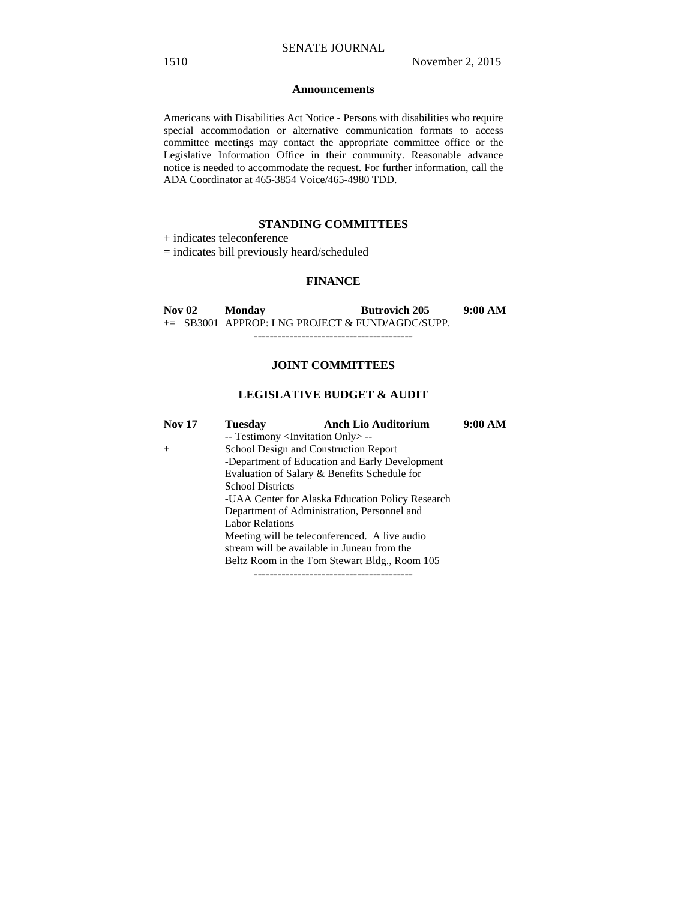## Announcements

Americans with Disabilities Act Notice - Persons with disabilities who require special accommodation or alternative communication formats to access committee meetings may contact the appropriate committee office or the Legislative Information Office in their community. Reasonable advance notice is needed to accommodate the request. For further information, call the ADA Coordinator at 465-3854 Voice/465-4980 TDD.

## STANDING COMMITTEES

+ indicates teleconference
= indicates bill previously heard/scheduled

### FINANCE

**Nov 02 Monday Butrovich 205 9:00 AM**

+= SB3001 APPROP: LNG PROJECT & FUND/AGDC/SUPP.

----------------------------------------

## JOINT COMMITTEES

### LEGISLATIVE BUDGET & AUDIT

**Nov 17 Tuesday Anch Lio Auditorium 9:00 AM**

-- Testimony <Invitation Only> --

\+ School Design and Construction Report
-Department of Education and Early Development
Evaluation of Salary & Benefits Schedule for School Districts
-UAA Center for Alaska Education Policy Research
Department of Administration, Personnel and Labor Relations
Meeting will be teleconferenced. A live audio stream will be available in Juneau from the Beltz Room in the Tom Stewart Bldg., Room 105

----------------------------------------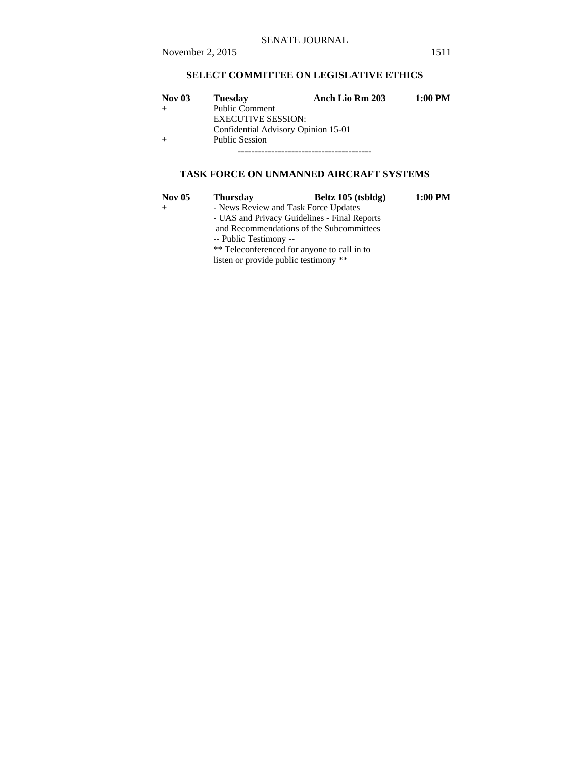## SELECT COMMITTEE ON LEGISLATIVE ETHICS

| | | | |
|---|---|---|---|
| **Nov 03** | **Tuesday** | **Anch Lio Rm 203** | **1:00 PM** |
| + | Public Comment | | |
| | EXECUTIVE SESSION: | | |
| | Confidential Advisory Opinion 15-01 | | |
| + | Public Session | | |

----------------------------------------

## TASK FORCE ON UNMANNED AIRCRAFT SYSTEMS

| | | | |
|---|---|---|---|
| **Nov 05** | **Thursday** | **Beltz 105 (tsbldg)** | **1:00 PM** |
| + | - News Review and Task Force Updates | | |
| | - UAS and Privacy Guidelines - Final Reports and Recommendations of the Subcommittees | | |
| | -- Public Testimony -- | | |
| | ** Teleconferenced for anyone to call in to listen or provide public testimony ** | | |